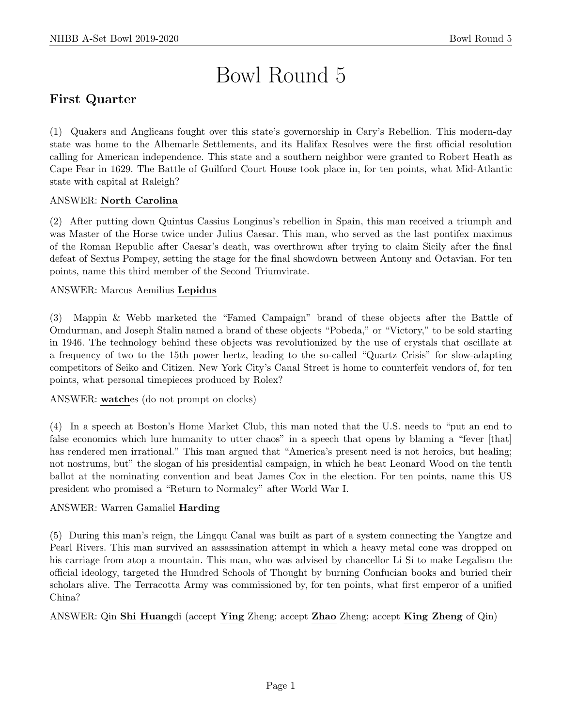# Bowl Round 5

## First Quarter

(1) Quakers and Anglicans fought over this state's governorship in Cary's Rebellion. This modern-day state was home to the Albemarle Settlements, and its Halifax Resolves were the first official resolution calling for American independence. This state and a southern neighbor were granted to Robert Heath as Cape Fear in 1629. The Battle of Guilford Court House took place in, for ten points, what Mid-Atlantic state with capital at Raleigh?

ANSWER: **North Carolina**

(2) After putting down Quintus Cassius Longinus's rebellion in Spain, this man received a triumph and was Master of the Horse twice under Julius Caesar. This man, who served as the last pontifex maximus of the Roman Republic after Caesar's death, was overthrown after trying to claim Sicily after the final defeat of Sextus Pompey, setting the stage for the final showdown between Antony and Octavian. For ten points, name this third member of the Second Triumvirate.

ANSWER: Marcus Aemilius **Lepidus**

(3) Mappin & Webb marketed the "Famed Campaign" brand of these objects after the Battle of Omdurman, and Joseph Stalin named a brand of these objects "Pobeda," or "Victory," to be sold starting in 1946. The technology behind these objects was revolutionized by the use of crystals that oscillate at a frequency of two to the 15th power hertz, leading to the so-called "Quartz Crisis" for slow-adapting competitors of Seiko and Citizen. New York City's Canal Street is home to counterfeit vendors of, for ten points, what personal timepieces produced by Rolex?

ANSWER: **watch**es (do not prompt on clocks)

(4) In a speech at Boston's Home Market Club, this man noted that the U.S. needs to "put an end to false economics which lure humanity to utter chaos" in a speech that opens by blaming a "fever [that] has rendered men irrational." This man argued that "America's present need is not heroics, but healing; not nostrums, but" the slogan of his presidential campaign, in which he beat Leonard Wood on the tenth ballot at the nominating convention and beat James Cox in the election. For ten points, name this US president who promised a "Return to Normalcy" after World War I.

ANSWER: Warren Gamaliel **Harding**

(5) During this man's reign, the Lingqu Canal was built as part of a system connecting the Yangtze and Pearl Rivers. This man survived an assassination attempt in which a heavy metal cone was dropped on his carriage from atop a mountain. This man, who was advised by chancellor Li Si to make Legalism the official ideology, targeted the Hundred Schools of Thought by burning Confucian books and buried their scholars alive. The Terracotta Army was commissioned by, for ten points, what first emperor of a unified China?

ANSWER: Qin **Shi Huang**di (accept **Ying** Zheng; accept **Zhao** Zheng; accept **King Zheng** of Qin)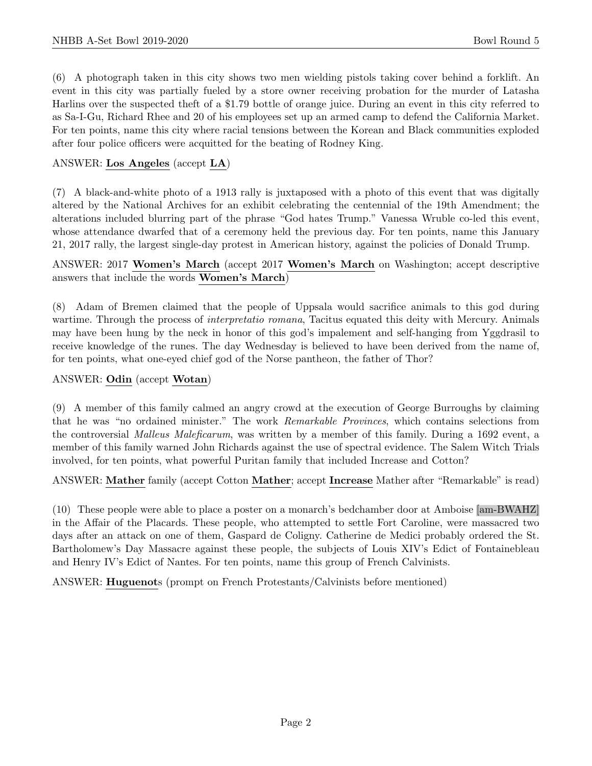(6) A photograph taken in this city shows two men wielding pistols taking cover behind a forklift. An event in this city was partially fueled by a store owner receiving probation for the murder of Latasha Harlins over the suspected theft of a $1.79 bottle of orange juice. During an event in this city referred to as Sa-I-Gu, Richard Rhee and 20 of his employees set up an armed camp to defend the California Market. For ten points, name this city where racial tensions between the Korean and Black communities exploded after four police officers were acquitted for the beating of Rodney King.

ANSWER: **Los Angeles** (accept **LA**)

(7) A black-and-white photo of a 1913 rally is juxtaposed with a photo of this event that was digitally altered by the National Archives for an exhibit celebrating the centennial of the 19th Amendment; the alterations included blurring part of the phrase "God hates Trump." Vanessa Wruble co-led this event, whose attendance dwarfed that of a ceremony held the previous day. For ten points, name this January 21, 2017 rally, the largest single-day protest in American history, against the policies of Donald Trump.

ANSWER: 2017 **Women's March** (accept 2017 **Women's March** on Washington; accept descriptive answers that include the words **Women's March**)

(8) Adam of Bremen claimed that the people of Uppsala would sacrifice animals to this god during wartime. Through the process of *interpretatio romana*, Tacitus equated this deity with Mercury. Animals may have been hung by the neck in honor of this god's impalement and self-hanging from Yggdrasil to receive knowledge of the runes. The day Wednesday is believed to have been derived from the name of, for ten points, what one-eyed chief god of the Norse pantheon, the father of Thor?

ANSWER: **Odin** (accept **Wotan**)

(9) A member of this family calmed an angry crowd at the execution of George Burroughs by claiming that he was "no ordained minister." The work *Remarkable Provinces*, which contains selections from the controversial *Malleus Maleficarum*, was written by a member of this family. During a 1692 event, a member of this family warned John Richards against the use of spectral evidence. The Salem Witch Trials involved, for ten points, what powerful Puritan family that included Increase and Cotton?

ANSWER: **Mather** family (accept Cotton **Mather**; accept **Increase** Mather after "Remarkable" is read)

(10) These people were able to place a poster on a monarch's bedchamber door at Amboise [am-BWAHZ] in the Affair of the Placards. These people, who attempted to settle Fort Caroline, were massacred two days after an attack on one of them, Gaspard de Coligny. Catherine de Medici probably ordered the St. Bartholomew's Day Massacre against these people, the subjects of Louis XIV's Edict of Fontainebleau and Henry IV's Edict of Nantes. For ten points, name this group of French Calvinists.

ANSWER: **Huguenot**s (prompt on French Protestants/Calvinists before mentioned)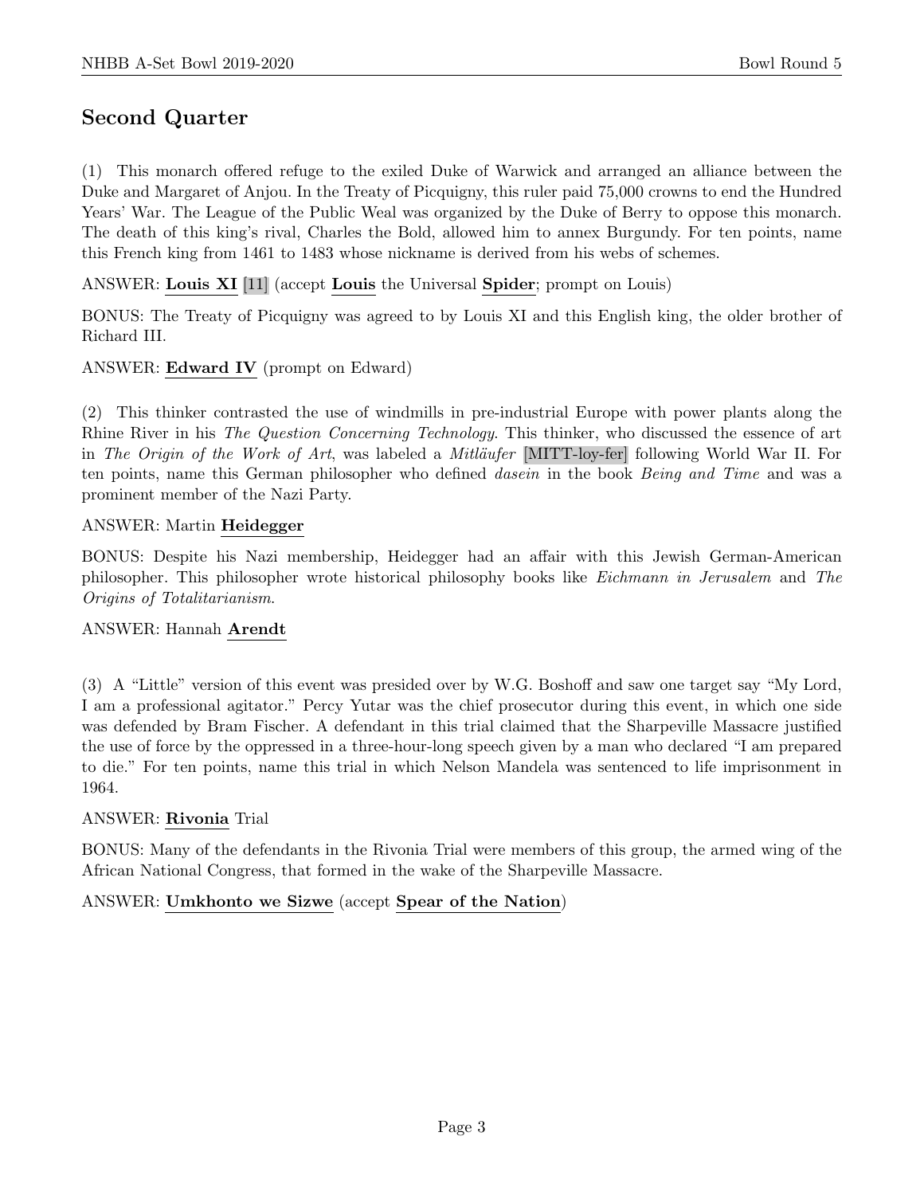## Second Quarter

(1) This monarch offered refuge to the exiled Duke of Warwick and arranged an alliance between the Duke and Margaret of Anjou. In the Treaty of Picquigny, this ruler paid 75,000 crowns to end the Hundred Years' War. The League of the Public Weal was organized by the Duke of Berry to oppose this monarch. The death of this king's rival, Charles the Bold, allowed him to annex Burgundy. For ten points, name this French king from 1461 to 1483 whose nickname is derived from his webs of schemes.

ANSWER: **Louis XI** [11] (accept **Louis** the Universal **Spider**; prompt on Louis)

BONUS: The Treaty of Picquigny was agreed to by Louis XI and this English king, the older brother of Richard III.

ANSWER: **Edward IV** (prompt on Edward)

(2) This thinker contrasted the use of windmills in pre-industrial Europe with power plants along the Rhine River in his *The Question Concerning Technology*. This thinker, who discussed the essence of art in *The Origin of the Work of Art*, was labeled a *Mitläufer* [MITT-loy-fer] following World War II. For ten points, name this German philosopher who defined *dasein* in the book *Being and Time* and was a prominent member of the Nazi Party.

ANSWER: Martin **Heidegger**

BONUS: Despite his Nazi membership, Heidegger had an affair with this Jewish German-American philosopher. This philosopher wrote historical philosophy books like *Eichmann in Jerusalem* and *The Origins of Totalitarianism*.

ANSWER: Hannah **Arendt**

(3) A "Little" version of this event was presided over by W.G. Boshoff and saw one target say "My Lord, I am a professional agitator." Percy Yutar was the chief prosecutor during this event, in which one side was defended by Bram Fischer. A defendant in this trial claimed that the Sharpeville Massacre justified the use of force by the oppressed in a three-hour-long speech given by a man who declared "I am prepared to die." For ten points, name this trial in which Nelson Mandela was sentenced to life imprisonment in 1964.

ANSWER: **Rivonia** Trial

BONUS: Many of the defendants in the Rivonia Trial were members of this group, the armed wing of the African National Congress, that formed in the wake of the Sharpeville Massacre.

ANSWER: **Umkhonto we Sizwe** (accept **Spear of the Nation**)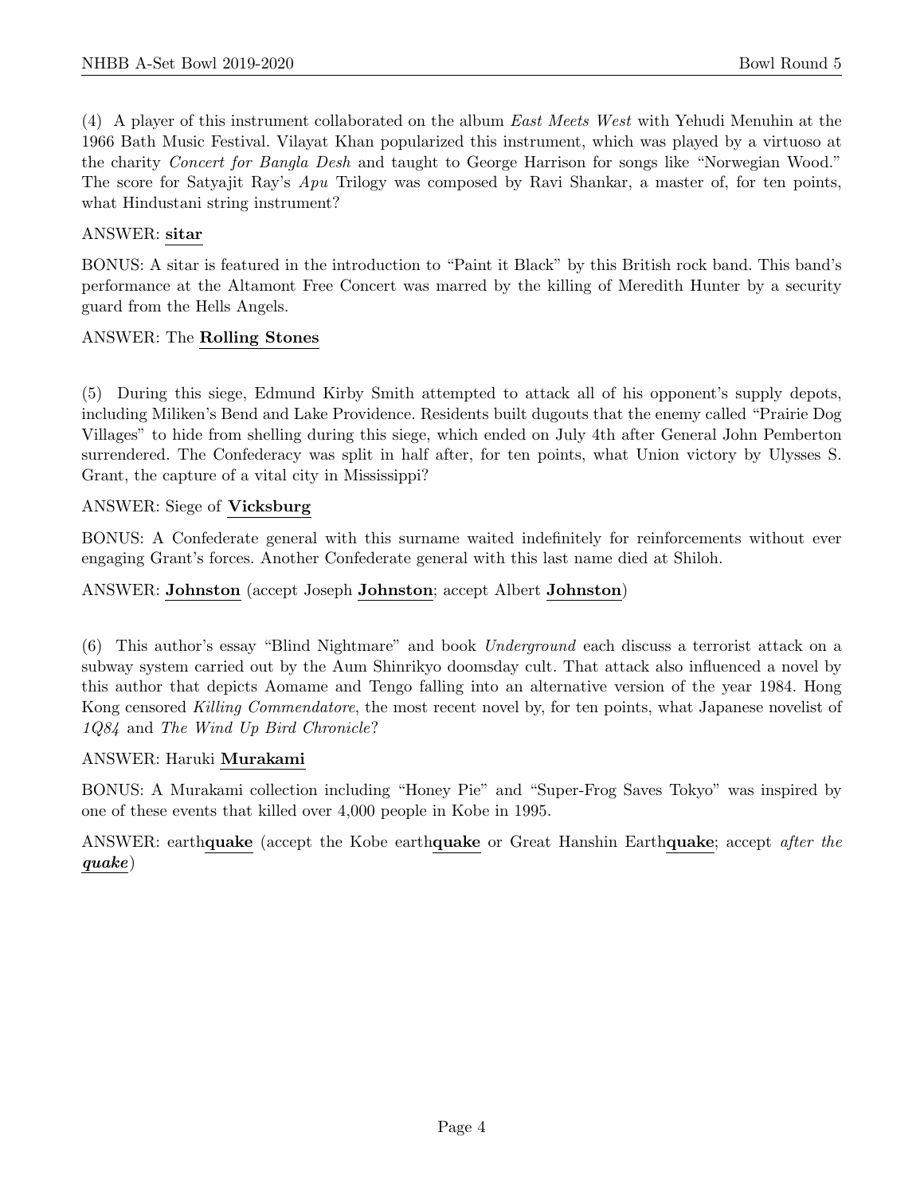(4) A player of this instrument collaborated on the album *East Meets West* with Yehudi Menuhin at the 1966 Bath Music Festival. Vilayat Khan popularized this instrument, which was played by a virtuoso at the charity *Concert for Bangla Desh* and taught to George Harrison for songs like "Norwegian Wood." The score for Satyajit Ray's *Apu* Trilogy was composed by Ravi Shankar, a master of, for ten points, what Hindustani string instrument?

ANSWER: **sitar**

BONUS: A sitar is featured in the introduction to "Paint it Black" by this British rock band. This band's performance at the Altamont Free Concert was marred by the killing of Meredith Hunter by a security guard from the Hells Angels.

ANSWER: The **Rolling Stones**

(5) During this siege, Edmund Kirby Smith attempted to attack all of his opponent's supply depots, including Miliken's Bend and Lake Providence. Residents built dugouts that the enemy called "Prairie Dog Villages" to hide from shelling during this siege, which ended on July 4th after General John Pemberton surrendered. The Confederacy was split in half after, for ten points, what Union victory by Ulysses S. Grant, the capture of a vital city in Mississippi?

ANSWER: Siege of **Vicksburg**

BONUS: A Confederate general with this surname waited indefinitely for reinforcements without ever engaging Grant's forces. Another Confederate general with this last name died at Shiloh.

ANSWER: **Johnston** (accept Joseph **Johnston**; accept Albert **Johnston**)

(6) This author's essay "Blind Nightmare" and book *Underground* each discuss a terrorist attack on a subway system carried out by the Aum Shinrikyo doomsday cult. That attack also influenced a novel by this author that depicts Aomame and Tengo falling into an alternative version of the year 1984. Hong Kong censored *Killing Commendatore*, the most recent novel by, for ten points, what Japanese novelist of *1Q84* and *The Wind Up Bird Chronicle*?

ANSWER: Haruki **Murakami**

BONUS: A Murakami collection including "Honey Pie" and "Super-Frog Saves Tokyo" was inspired by one of these events that killed over 4,000 people in Kobe in 1995.

ANSWER: earth**quake** (accept the Kobe earth**quake** or Great Hanshin Earth**quake**; accept *after the **quake***)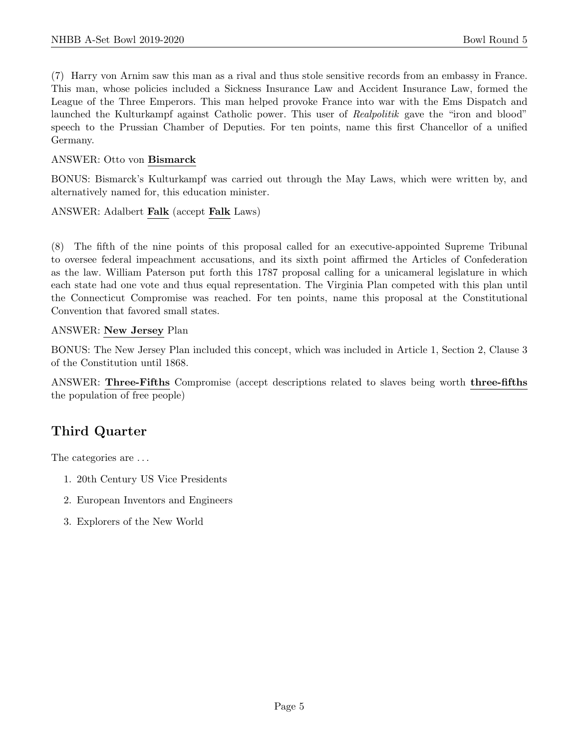(7) Harry von Arnim saw this man as a rival and thus stole sensitive records from an embassy in France. This man, whose policies included a Sickness Insurance Law and Accident Insurance Law, formed the League of the Three Emperors. This man helped provoke France into war with the Ems Dispatch and launched the Kulturkampf against Catholic power. This user of *Realpolitik* gave the "iron and blood" speech to the Prussian Chamber of Deputies. For ten points, name this first Chancellor of a unified Germany.

ANSWER: Otto von **Bismarck**

BONUS: Bismarck's Kulturkampf was carried out through the May Laws, which were written by, and alternatively named for, this education minister.

ANSWER: Adalbert **Falk** (accept **Falk** Laws)

(8) The fifth of the nine points of this proposal called for an executive-appointed Supreme Tribunal to oversee federal impeachment accusations, and its sixth point affirmed the Articles of Confederation as the law. William Paterson put forth this 1787 proposal calling for a unicameral legislature in which each state had one vote and thus equal representation. The Virginia Plan competed with this plan until the Connecticut Compromise was reached. For ten points, name this proposal at the Constitutional Convention that favored small states.

ANSWER: **New Jersey** Plan

BONUS: The New Jersey Plan included this concept, which was included in Article 1, Section 2, Clause 3 of the Constitution until 1868.

ANSWER: **Three-Fifths** Compromise (accept descriptions related to slaves being worth **three-fifths** the population of free people)

## Third Quarter

The categories are ...

1. 20th Century US Vice Presidents
2. European Inventors and Engineers
3. Explorers of the New World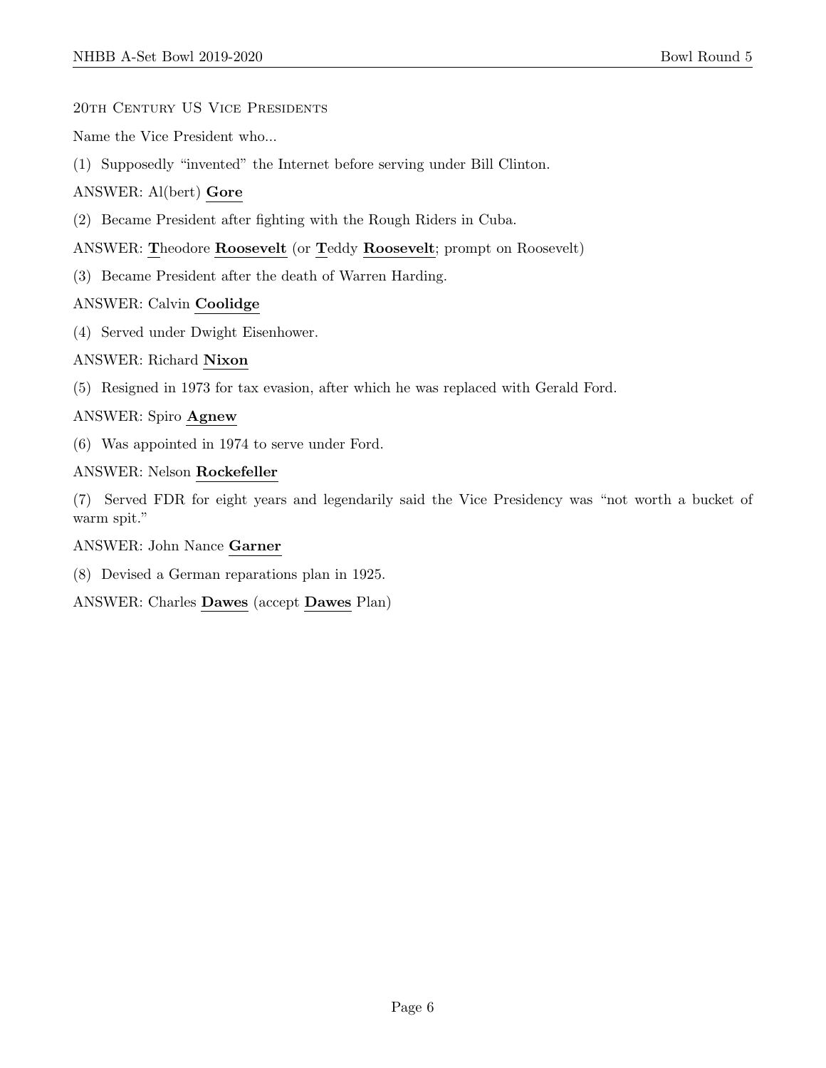## 20th Century US Vice Presidents

Name the Vice President who...

(1) Supposedly "invented" the Internet before serving under Bill Clinton.

ANSWER: Al(bert) **Gore**

(2) Became President after fighting with the Rough Riders in Cuba.

ANSWER: **T**heodore **Roosevelt** (or **T**eddy **Roosevelt**; prompt on Roosevelt)

(3) Became President after the death of Warren Harding.

ANSWER: Calvin **Coolidge**

(4) Served under Dwight Eisenhower.

ANSWER: Richard **Nixon**

(5) Resigned in 1973 for tax evasion, after which he was replaced with Gerald Ford.

ANSWER: Spiro **Agnew**

(6) Was appointed in 1974 to serve under Ford.

ANSWER: Nelson **Rockefeller**

(7) Served FDR for eight years and legendarily said the Vice Presidency was "not worth a bucket of warm spit."

ANSWER: John Nance **Garner**

(8) Devised a German reparations plan in 1925.

ANSWER: Charles **Dawes** (accept **Dawes** Plan)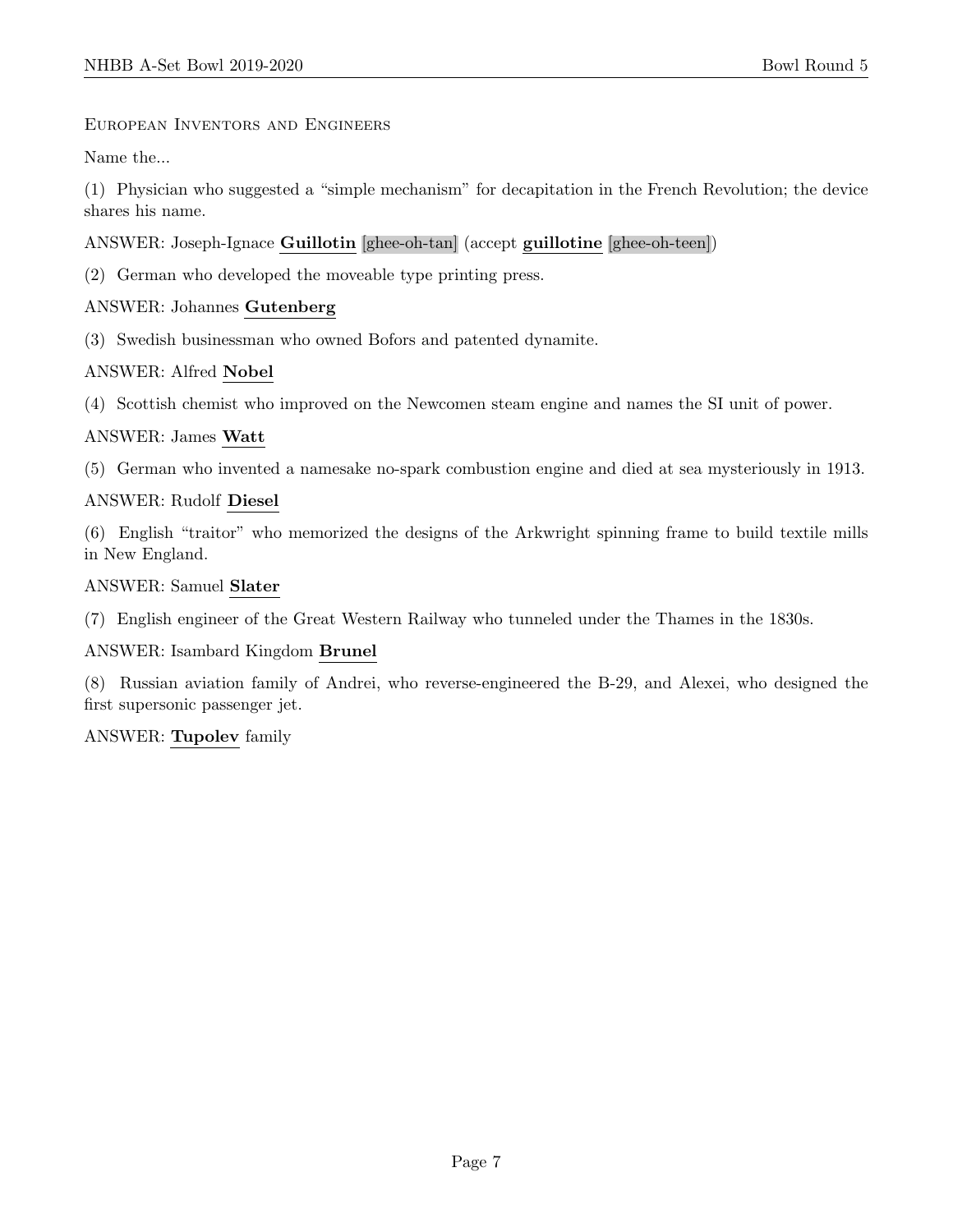European Inventors and Engineers

Name the...

(1) Physician who suggested a "simple mechanism" for decapitation in the French Revolution; the device shares his name.

ANSWER: Joseph-Ignace **Guillotin** [ghee-oh-tan] (accept **guillotine** [ghee-oh-teen])

(2) German who developed the moveable type printing press.

ANSWER: Johannes **Gutenberg**

(3) Swedish businessman who owned Bofors and patented dynamite.

ANSWER: Alfred **Nobel**

(4) Scottish chemist who improved on the Newcomen steam engine and names the SI unit of power.

ANSWER: James **Watt**

(5) German who invented a namesake no-spark combustion engine and died at sea mysteriously in 1913.

ANSWER: Rudolf **Diesel**

(6) English "traitor" who memorized the designs of the Arkwright spinning frame to build textile mills in New England.

ANSWER: Samuel **Slater**

(7) English engineer of the Great Western Railway who tunneled under the Thames in the 1830s.

ANSWER: Isambard Kingdom **Brunel**

(8) Russian aviation family of Andrei, who reverse-engineered the B-29, and Alexei, who designed the first supersonic passenger jet.

ANSWER: **Tupolev** family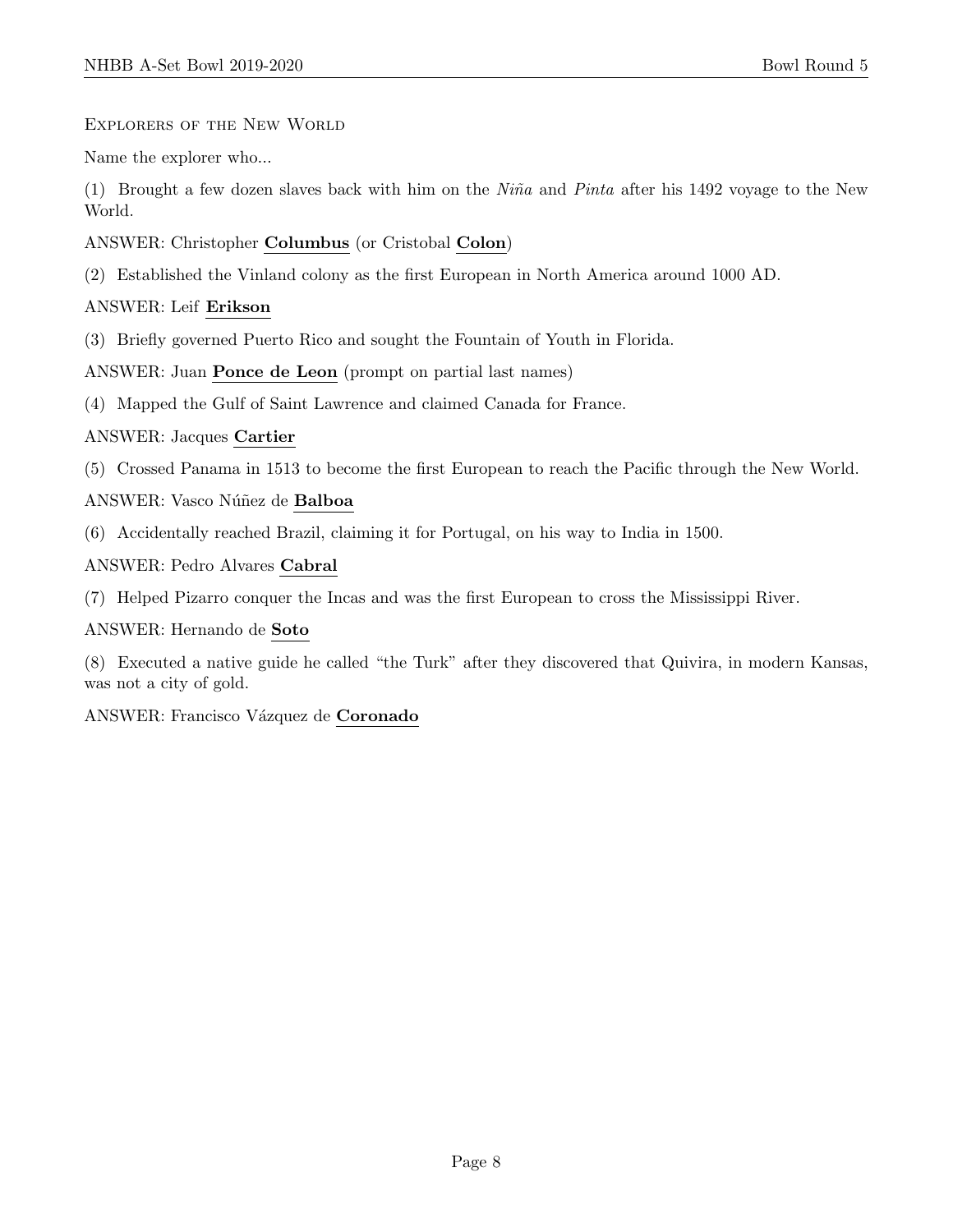Explorers of the New World

Name the explorer who...

(1) Brought a few dozen slaves back with him on the *Niña* and *Pinta* after his 1492 voyage to the New World.

ANSWER: Christopher **Columbus** (or Cristobal **Colon**)

(2) Established the Vinland colony as the first European in North America around 1000 AD.

ANSWER: Leif **Erikson**

(3) Briefly governed Puerto Rico and sought the Fountain of Youth in Florida.

ANSWER: Juan **Ponce de Leon** (prompt on partial last names)

(4) Mapped the Gulf of Saint Lawrence and claimed Canada for France.

ANSWER: Jacques **Cartier**

(5) Crossed Panama in 1513 to become the first European to reach the Pacific through the New World.

ANSWER: Vasco Núñez de **Balboa**

(6) Accidentally reached Brazil, claiming it for Portugal, on his way to India in 1500.

ANSWER: Pedro Alvares **Cabral**

(7) Helped Pizarro conquer the Incas and was the first European to cross the Mississippi River.

ANSWER: Hernando de **Soto**

(8) Executed a native guide he called "the Turk" after they discovered that Quivira, in modern Kansas, was not a city of gold.

ANSWER: Francisco Vázquez de **Coronado**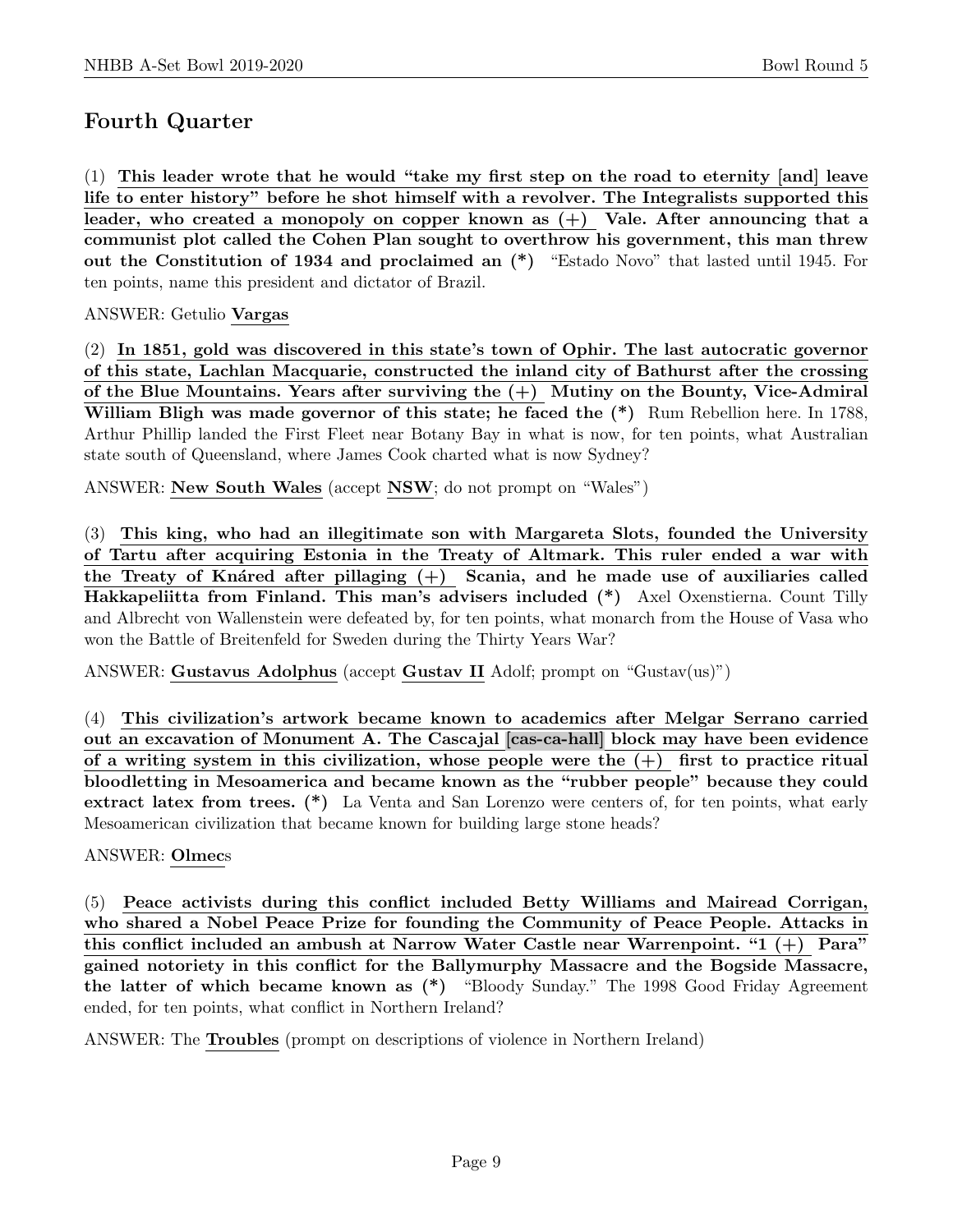## Fourth Quarter

(1) **This leader wrote that he would "take my first step on the road to eternity [and] leave life to enter history" before he shot himself with a revolver. The Integralists supported this leader, who created a monopoly on copper known as (+) Vale. After announcing that a communist plot called the Cohen Plan sought to overthrow his government, this man threw out the Constitution of 1934 and proclaimed an (*)** "Estado Novo" that lasted until 1945. For ten points, name this president and dictator of Brazil.

ANSWER: Getulio **Vargas**

(2) **In 1851, gold was discovered in this state's town of Ophir. The last autocratic governor of this state, Lachlan Macquarie, constructed the inland city of Bathurst after the crossing of the Blue Mountains. Years after surviving the (+) Mutiny on the Bounty, Vice-Admiral William Bligh was made governor of this state; he faced the (*)** Rum Rebellion here. In 1788, Arthur Phillip landed the First Fleet near Botany Bay in what is now, for ten points, what Australian state south of Queensland, where James Cook charted what is now Sydney?

ANSWER: **New South Wales** (accept **NSW**; do not prompt on "Wales")

(3) **This king, who had an illegitimate son with Margareta Slots, founded the University of Tartu after acquiring Estonia in the Treaty of Altmark. This ruler ended a war with the Treaty of Knáred after pillaging (+) Scania, and he made use of auxiliaries called Hakkapeliitta from Finland. This man's advisers included (*)** Axel Oxenstierna. Count Tilly and Albrecht von Wallenstein were defeated by, for ten points, what monarch from the House of Vasa who won the Battle of Breitenfeld for Sweden during the Thirty Years War?

ANSWER: **Gustavus Adolphus** (accept **Gustav II** Adolf; prompt on "Gustav(us)")

(4) **This civilization's artwork became known to academics after Melgar Serrano carried out an excavation of Monument A. The Cascajal [cas-ca-hall] block may have been evidence of a writing system in this civilization, whose people were the (+) first to practice ritual bloodletting in Mesoamerica and became known as the "rubber people" because they could extract latex from trees. (*)** La Venta and San Lorenzo were centers of, for ten points, what early Mesoamerican civilization that became known for building large stone heads?

ANSWER: **Olmec**s

(5) **Peace activists during this conflict included Betty Williams and Mairead Corrigan, who shared a Nobel Peace Prize for founding the Community of Peace People. Attacks in this conflict included an ambush at Narrow Water Castle near Warrenpoint. "1 (+) Para" gained notoriety in this conflict for the Ballymurphy Massacre and the Bogside Massacre, the latter of which became known as (*)** "Bloody Sunday." The 1998 Good Friday Agreement ended, for ten points, what conflict in Northern Ireland?

ANSWER: The **Troubles** (prompt on descriptions of violence in Northern Ireland)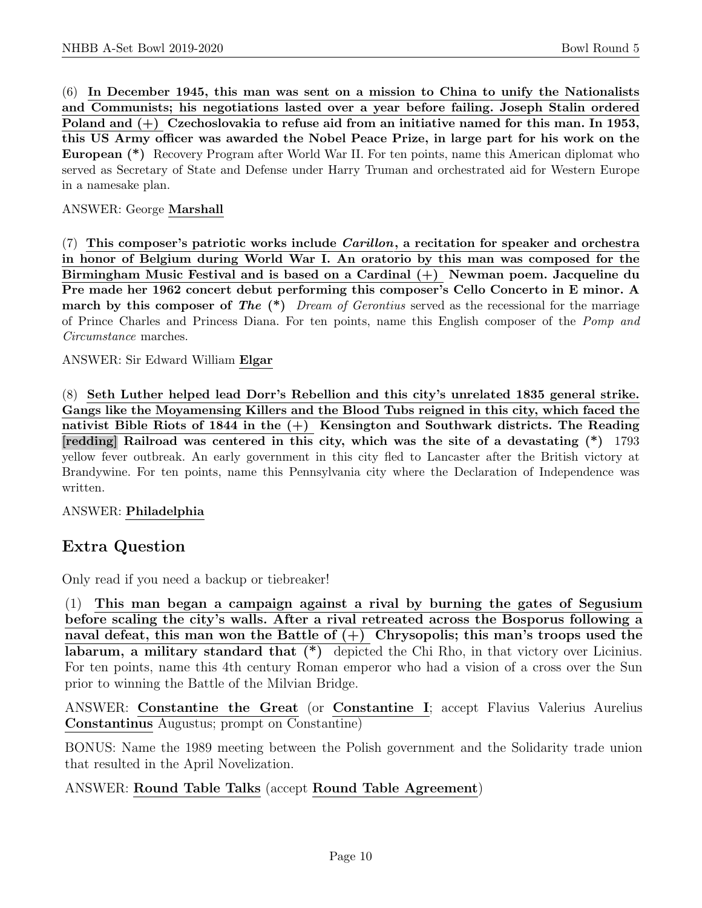(6) **In December 1945, this man was sent on a mission to China to unify the Nationalists and Communists; his negotiations lasted over a year before failing. Joseph Stalin ordered Poland and (+) Czechoslovakia to refuse aid from an initiative named for this man. In 1953, this US Army officer was awarded the Nobel Peace Prize, in large part for his work on the European (*)** Recovery Program after World War II. For ten points, name this American diplomat who served as Secretary of State and Defense under Harry Truman and orchestrated aid for Western Europe in a namesake plan.

ANSWER: George **Marshall**

(7) **This composer's patriotic works include *Carillon*, a recitation for speaker and orchestra in honor of Belgium during World War I. An oratorio by this man was composed for the Birmingham Music Festival and is based on a Cardinal (+) Newman poem. Jacqueline du Pre made her 1962 concert debut performing this composer's Cello Concerto in E minor. A march by this composer of *The* (*)** *Dream of Gerontius* served as the recessional for the marriage of Prince Charles and Princess Diana. For ten points, name this English composer of the *Pomp and Circumstance* marches.

ANSWER: Sir Edward William **Elgar**

(8) **Seth Luther helped lead Dorr's Rebellion and this city's unrelated 1835 general strike. Gangs like the Moyamensing Killers and the Blood Tubs reigned in this city, which faced the nativist Bible Riots of 1844 in the (+) Kensington and Southwark districts. The Reading [redding] Railroad was centered in this city, which was the site of a devastating (*)** 1793 yellow fever outbreak. An early government in this city fled to Lancaster after the British victory at Brandywine. For ten points, name this Pennsylvania city where the Declaration of Independence was written.

ANSWER: **Philadelphia**

## Extra Question

Only read if you need a backup or tiebreaker!

(1) **This man began a campaign against a rival by burning the gates of Segusium before scaling the city's walls. After a rival retreated across the Bosporus following a naval defeat, this man won the Battle of (+) Chrysopolis; this man's troops used the labarum, a military standard that (*)** depicted the Chi Rho, in that victory over Licinius. For ten points, name this 4th century Roman emperor who had a vision of a cross over the Sun prior to winning the Battle of the Milvian Bridge.

ANSWER: **Constantine the Great** (or **Constantine I**; accept Flavius Valerius Aurelius **Constantinus** Augustus; prompt on Constantine)

BONUS: Name the 1989 meeting between the Polish government and the Solidarity trade union that resulted in the April Novelization.

ANSWER: **Round Table Talks** (accept **Round Table Agreement**)